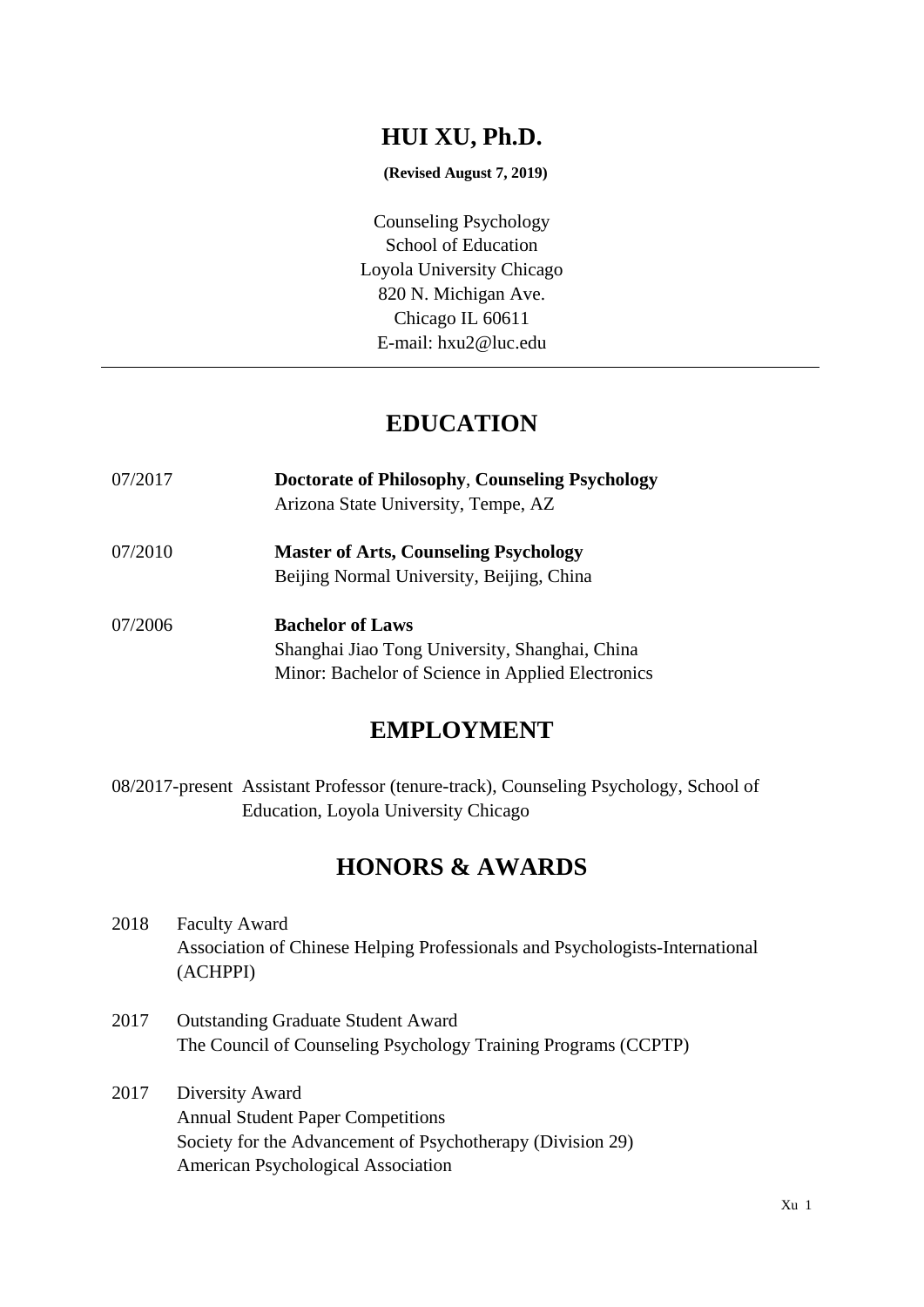# HUI XU, Ph.D.

**(Revised August 7, 2019)**

Counseling Psychology
School of Education
Loyola University Chicago
820 N. Michigan Ave.
Chicago IL 60611
E-mail: hxu2@luc.edu

---

## EDUCATION

07/2017 **Doctorate of Philosophy**, **Counseling Psychology**
Arizona State University, Tempe, AZ

07/2010 **Master of Arts, Counseling Psychology**
Beijing Normal University, Beijing, China

07/2006 **Bachelor of Laws**
Shanghai Jiao Tong University, Shanghai, China
Minor: Bachelor of Science in Applied Electronics

## EMPLOYMENT

08/2017-present Assistant Professor (tenure-track), Counseling Psychology, School of Education, Loyola University Chicago

## HONORS & AWARDS

2018 Faculty Award
Association of Chinese Helping Professionals and Psychologists-International (ACHPPI)

2017 Outstanding Graduate Student Award
The Council of Counseling Psychology Training Programs (CCPTP)

2017 Diversity Award
Annual Student Paper Competitions
Society for the Advancement of Psychotherapy (Division 29)
American Psychological Association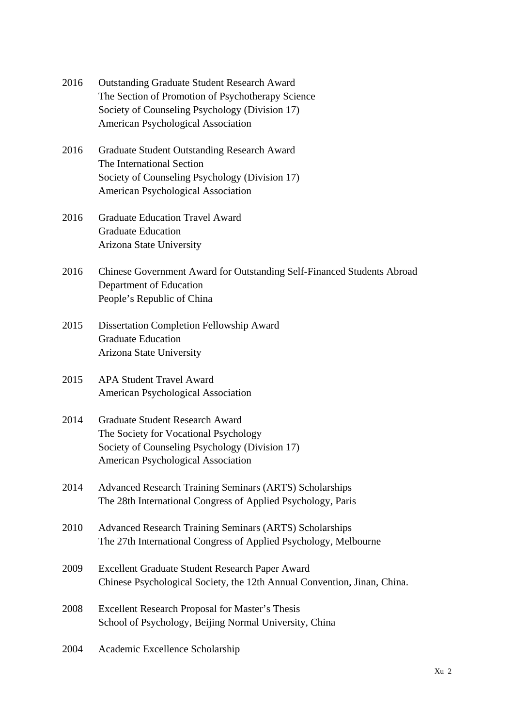2016 Outstanding Graduate Student Research Award
The Section of Promotion of Psychotherapy Science
Society of Counseling Psychology (Division 17)
American Psychological Association

2016 Graduate Student Outstanding Research Award
The International Section
Society of Counseling Psychology (Division 17)
American Psychological Association

2016 Graduate Education Travel Award
Graduate Education
Arizona State University

2016 Chinese Government Award for Outstanding Self-Financed Students Abroad
Department of Education
People's Republic of China

2015 Dissertation Completion Fellowship Award
Graduate Education
Arizona State University

2015 APA Student Travel Award
American Psychological Association

2014 Graduate Student Research Award
The Society for Vocational Psychology
Society of Counseling Psychology (Division 17)
American Psychological Association

2014 Advanced Research Training Seminars (ARTS) Scholarships
The 28th International Congress of Applied Psychology, Paris

2010 Advanced Research Training Seminars (ARTS) Scholarships
The 27th International Congress of Applied Psychology, Melbourne

2009 Excellent Graduate Student Research Paper Award
Chinese Psychological Society, the 12th Annual Convention, Jinan, China.

2008 Excellent Research Proposal for Master's Thesis
School of Psychology, Beijing Normal University, China

2004 Academic Excellence Scholarship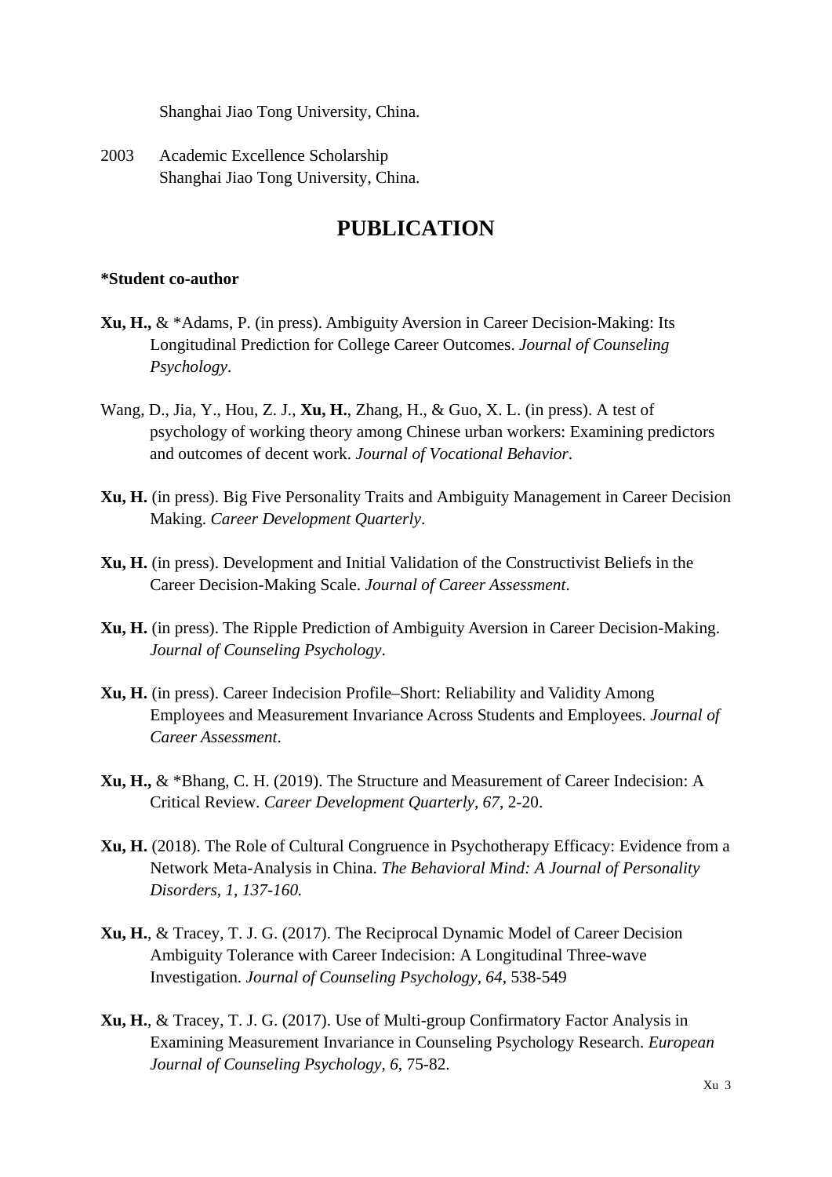Shanghai Jiao Tong University, China.

2003 Academic Excellence Scholarship
Shanghai Jiao Tong University, China.

# PUBLICATION

**\*Student co-author**

**Xu, H.,** & *Adams, P. (in press). Ambiguity Aversion in Career Decision-Making: Its Longitudinal Prediction for College Career Outcomes. *Journal of Counseling Psychology*.

Wang, D., Jia, Y., Hou, Z. J., **Xu, H.**, Zhang, H., & Guo, X. L. (in press). A test of psychology of working theory among Chinese urban workers: Examining predictors and outcomes of decent work. *Journal of Vocational Behavior*.

**Xu, H.** (in press). Big Five Personality Traits and Ambiguity Management in Career Decision Making. *Career Development Quarterly*.

**Xu, H.** (in press). Development and Initial Validation of the Constructivist Beliefs in the Career Decision-Making Scale. *Journal of Career Assessment*.

**Xu, H.** (in press). The Ripple Prediction of Ambiguity Aversion in Career Decision-Making. *Journal of Counseling Psychology*.

**Xu, H.** (in press). Career Indecision Profile–Short: Reliability and Validity Among Employees and Measurement Invariance Across Students and Employees. *Journal of Career Assessment*.

**Xu, H.,** & *Bhang, C. H. (2019). The Structure and Measurement of Career Indecision: A Critical Review. *Career Development Quarterly*, *67*, 2-20.

**Xu, H.** (2018). The Role of Cultural Congruence in Psychotherapy Efficacy: Evidence from a Network Meta-Analysis in China. *The Behavioral Mind: A Journal of Personality Disorders, 1, 137-160.*

**Xu, H.**, & Tracey, T. J. G. (2017). The Reciprocal Dynamic Model of Career Decision Ambiguity Tolerance with Career Indecision: A Longitudinal Three-wave Investigation. *Journal of Counseling Psychology*, *64*, 538-549

**Xu, H.**, & Tracey, T. J. G. (2017). Use of Multi-group Confirmatory Factor Analysis in Examining Measurement Invariance in Counseling Psychology Research. *European Journal of Counseling Psychology*, *6*, 75-82.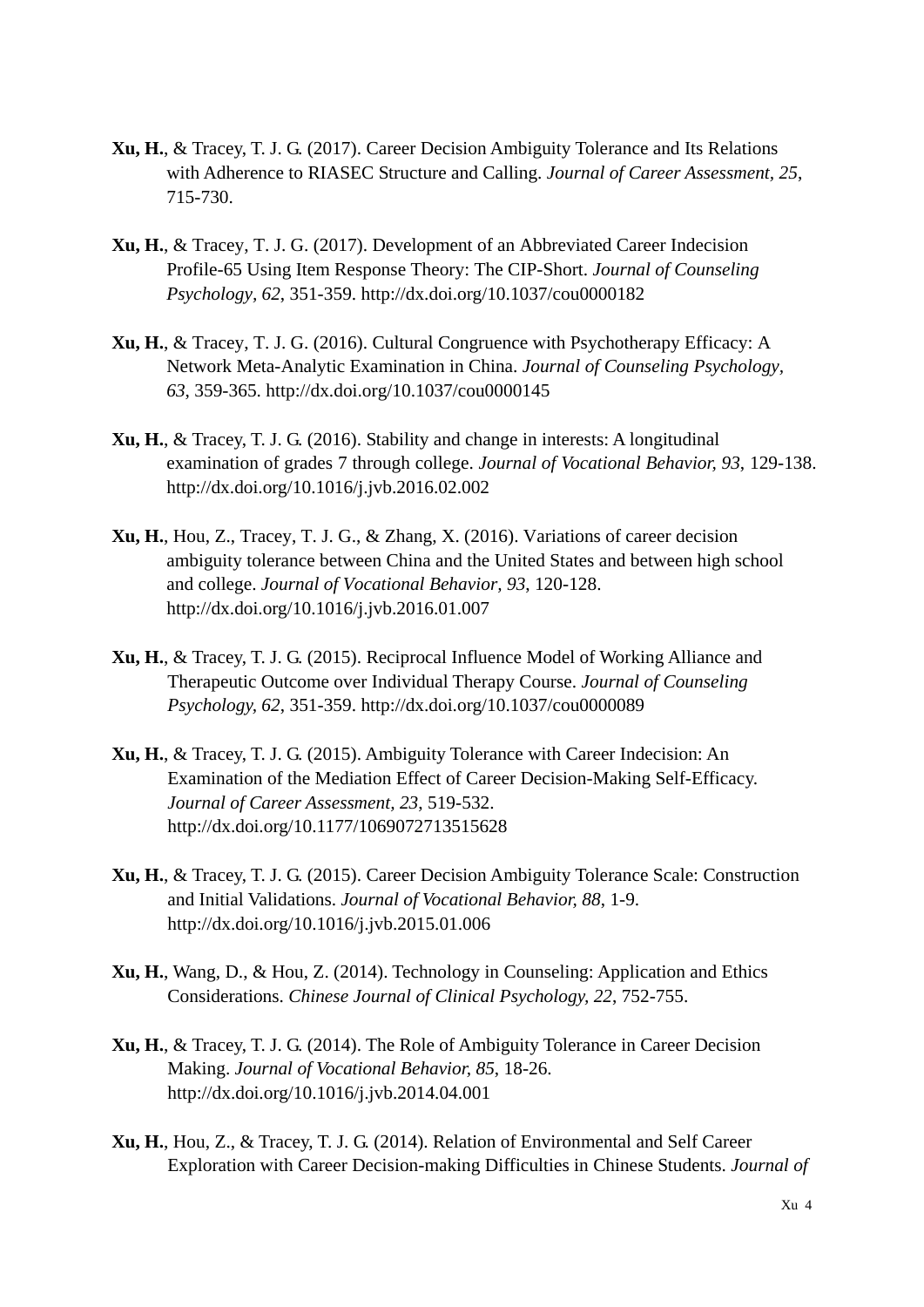**Xu, H.**, & Tracey, T. J. G. (2017). Career Decision Ambiguity Tolerance and Its Relations with Adherence to RIASEC Structure and Calling. *Journal of Career Assessment, 25*, 715-730.

**Xu, H.**, & Tracey, T. J. G. (2017). Development of an Abbreviated Career Indecision Profile-65 Using Item Response Theory: The CIP-Short. *Journal of Counseling Psychology, 62*, 351-359. http://dx.doi.org/10.1037/cou0000182

**Xu, H.**, & Tracey, T. J. G. (2016). Cultural Congruence with Psychotherapy Efficacy: A Network Meta-Analytic Examination in China. *Journal of Counseling Psychology, 63*, 359-365. http://dx.doi.org/10.1037/cou0000145

**Xu, H.**, & Tracey, T. J. G. (2016). Stability and change in interests: A longitudinal examination of grades 7 through college. *Journal of Vocational Behavior, 93*, 129-138. http://dx.doi.org/10.1016/j.jvb.2016.02.002

**Xu, H.**, Hou, Z., Tracey, T. J. G., & Zhang, X. (2016). Variations of career decision ambiguity tolerance between China and the United States and between high school and college. *Journal of Vocational Behavior, 93*, 120-128. http://dx.doi.org/10.1016/j.jvb.2016.01.007

**Xu, H.**, & Tracey, T. J. G. (2015). Reciprocal Influence Model of Working Alliance and Therapeutic Outcome over Individual Therapy Course. *Journal of Counseling Psychology, 62*, 351-359. http://dx.doi.org/10.1037/cou0000089

**Xu, H.**, & Tracey, T. J. G. (2015). Ambiguity Tolerance with Career Indecision: An Examination of the Mediation Effect of Career Decision-Making Self-Efficacy. *Journal of Career Assessment, 23*, 519-532. http://dx.doi.org/10.1177/1069072713515628

**Xu, H.**, & Tracey, T. J. G. (2015). Career Decision Ambiguity Tolerance Scale: Construction and Initial Validations. *Journal of Vocational Behavior, 88*, 1-9. http://dx.doi.org/10.1016/j.jvb.2015.01.006

**Xu, H.**, Wang, D., & Hou, Z. (2014). Technology in Counseling: Application and Ethics Considerations. *Chinese Journal of Clinical Psychology, 22*, 752-755.

**Xu, H.**, & Tracey, T. J. G. (2014). The Role of Ambiguity Tolerance in Career Decision Making. *Journal of Vocational Behavior, 85*, 18-26. http://dx.doi.org/10.1016/j.jvb.2014.04.001

**Xu, H.**, Hou, Z., & Tracey, T. J. G. (2014). Relation of Environmental and Self Career Exploration with Career Decision-making Difficulties in Chinese Students. *Journal of*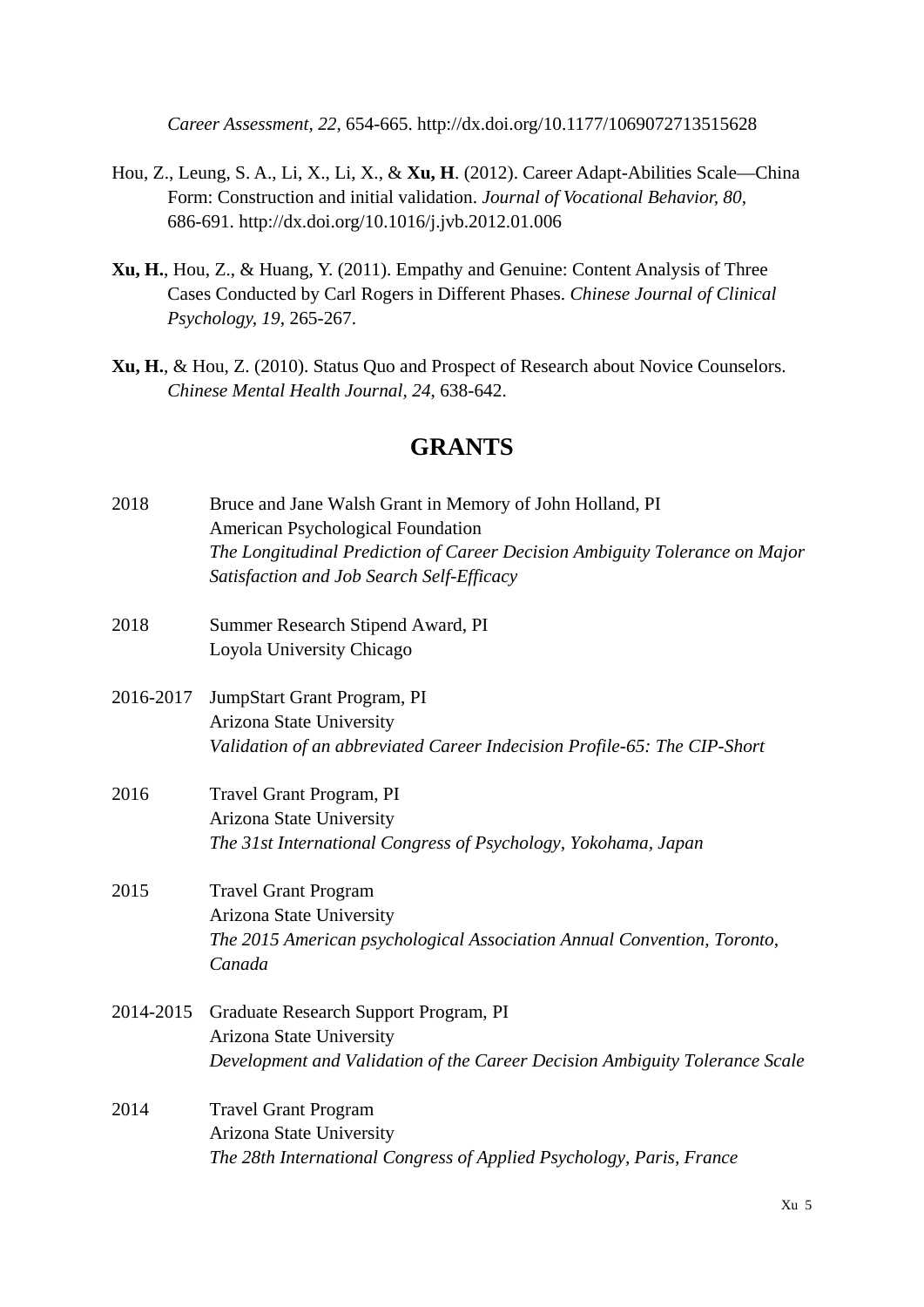*Career Assessment*, *22*, 654-665. http://dx.doi.org/10.1177/1069072713515628

Hou, Z., Leung, S. A., Li, X., Li, X., & **Xu, H**. (2012). Career Adapt-Abilities Scale—China Form: Construction and initial validation. *Journal of Vocational Behavior, 80*, 686-691. http://dx.doi.org/10.1016/j.jvb.2012.01.006

**Xu, H.**, Hou, Z., & Huang, Y. (2011). Empathy and Genuine: Content Analysis of Three Cases Conducted by Carl Rogers in Different Phases. *Chinese Journal of Clinical Psychology, 19*, 265-267.

**Xu, H.**, & Hou, Z. (2010). Status Quo and Prospect of Research about Novice Counselors. *Chinese Mental Health Journal, 24*, 638-642.

## GRANTS

2018 Bruce and Jane Walsh Grant in Memory of John Holland, PI
American Psychological Foundation
*The Longitudinal Prediction of Career Decision Ambiguity Tolerance on Major Satisfaction and Job Search Self-Efficacy*

2018 Summer Research Stipend Award, PI
Loyola University Chicago

2016-2017 JumpStart Grant Program, PI
Arizona State University
*Validation of an abbreviated Career Indecision Profile-65: The CIP-Short*

2016 Travel Grant Program, PI
Arizona State University
*The 31st International Congress of Psychology, Yokohama, Japan*

2015 Travel Grant Program
Arizona State University
*The 2015 American psychological Association Annual Convention, Toronto, Canada*

2014-2015 Graduate Research Support Program, PI
Arizona State University
*Development and Validation of the Career Decision Ambiguity Tolerance Scale*

2014 Travel Grant Program
Arizona State University
*The 28th International Congress of Applied Psychology, Paris, France*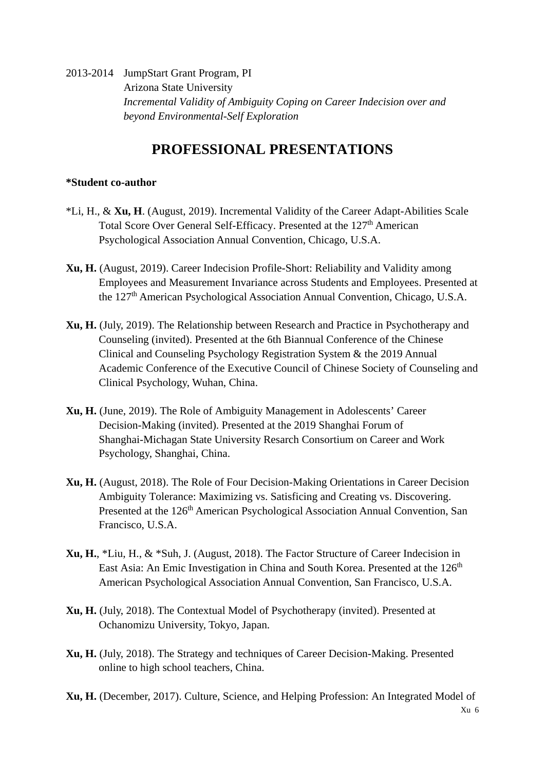2013-2014 JumpStart Grant Program, PI
Arizona State University
*Incremental Validity of Ambiguity Coping on Career Indecision over and beyond Environmental-Self Exploration*

## PROFESSIONAL PRESENTATIONS

**\*Student co-author**

\*Li, H., & **Xu, H**. (August, 2019). Incremental Validity of the Career Adapt-Abilities Scale Total Score Over General Self-Efficacy. Presented at the 127th American Psychological Association Annual Convention, Chicago, U.S.A.

**Xu, H.** (August, 2019). Career Indecision Profile-Short: Reliability and Validity among Employees and Measurement Invariance across Students and Employees. Presented at the 127th American Psychological Association Annual Convention, Chicago, U.S.A.

**Xu, H.** (July, 2019). The Relationship between Research and Practice in Psychotherapy and Counseling (invited). Presented at the 6th Biannual Conference of the Chinese Clinical and Counseling Psychology Registration System & the 2019 Annual Academic Conference of the Executive Council of Chinese Society of Counseling and Clinical Psychology, Wuhan, China.

**Xu, H.** (June, 2019). The Role of Ambiguity Management in Adolescents' Career Decision-Making (invited). Presented at the 2019 Shanghai Forum of Shanghai-Michagan State University Resarch Consortium on Career and Work Psychology, Shanghai, China.

**Xu, H.** (August, 2018). The Role of Four Decision-Making Orientations in Career Decision Ambiguity Tolerance: Maximizing vs. Satisficing and Creating vs. Discovering. Presented at the 126th American Psychological Association Annual Convention, San Francisco, U.S.A.

**Xu, H.**, \*Liu, H., & \*Suh, J. (August, 2018). The Factor Structure of Career Indecision in East Asia: An Emic Investigation in China and South Korea. Presented at the 126th American Psychological Association Annual Convention, San Francisco, U.S.A.

**Xu, H.** (July, 2018). The Contextual Model of Psychotherapy (invited). Presented at Ochanomizu University, Tokyo, Japan.

**Xu, H.** (July, 2018). The Strategy and techniques of Career Decision-Making. Presented online to high school teachers, China.

**Xu, H.** (December, 2017). Culture, Science, and Helping Profession: An Integrated Model of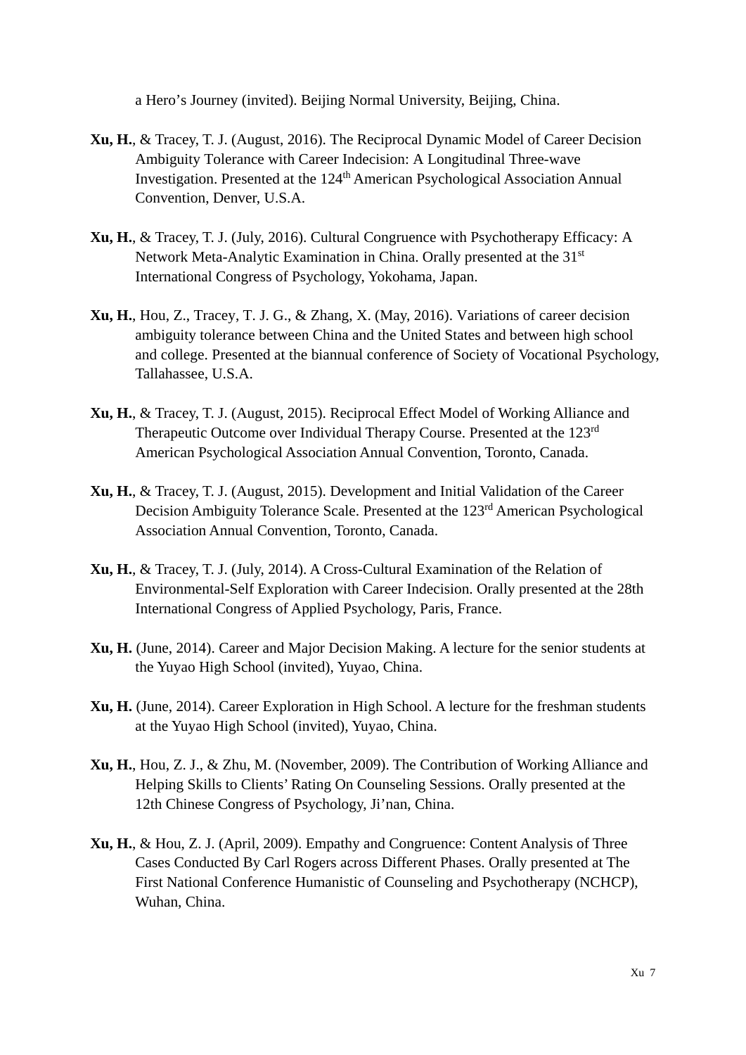a Hero's Journey (invited). Beijing Normal University, Beijing, China.

**Xu, H.**, & Tracey, T. J. (August, 2016). The Reciprocal Dynamic Model of Career Decision Ambiguity Tolerance with Career Indecision: A Longitudinal Three-wave Investigation. Presented at the 124th American Psychological Association Annual Convention, Denver, U.S.A.

**Xu, H.**, & Tracey, T. J. (July, 2016). Cultural Congruence with Psychotherapy Efficacy: A Network Meta-Analytic Examination in China. Orally presented at the 31st International Congress of Psychology, Yokohama, Japan.

**Xu, H.**, Hou, Z., Tracey, T. J. G., & Zhang, X. (May, 2016). Variations of career decision ambiguity tolerance between China and the United States and between high school and college. Presented at the biannual conference of Society of Vocational Psychology, Tallahassee, U.S.A.

**Xu, H.**, & Tracey, T. J. (August, 2015). Reciprocal Effect Model of Working Alliance and Therapeutic Outcome over Individual Therapy Course. Presented at the 123rd American Psychological Association Annual Convention, Toronto, Canada.

**Xu, H.**, & Tracey, T. J. (August, 2015). Development and Initial Validation of the Career Decision Ambiguity Tolerance Scale. Presented at the 123rd American Psychological Association Annual Convention, Toronto, Canada.

**Xu, H.**, & Tracey, T. J. (July, 2014). A Cross-Cultural Examination of the Relation of Environmental-Self Exploration with Career Indecision. Orally presented at the 28th International Congress of Applied Psychology, Paris, France.

**Xu, H.** (June, 2014). Career and Major Decision Making. A lecture for the senior students at the Yuyao High School (invited), Yuyao, China.

**Xu, H.** (June, 2014). Career Exploration in High School. A lecture for the freshman students at the Yuyao High School (invited), Yuyao, China.

**Xu, H.**, Hou, Z. J., & Zhu, M. (November, 2009). The Contribution of Working Alliance and Helping Skills to Clients' Rating On Counseling Sessions. Orally presented at the 12th Chinese Congress of Psychology, Ji'nan, China.

**Xu, H.**, & Hou, Z. J. (April, 2009). Empathy and Congruence: Content Analysis of Three Cases Conducted By Carl Rogers across Different Phases. Orally presented at The First National Conference Humanistic of Counseling and Psychotherapy (NCHCP), Wuhan, China.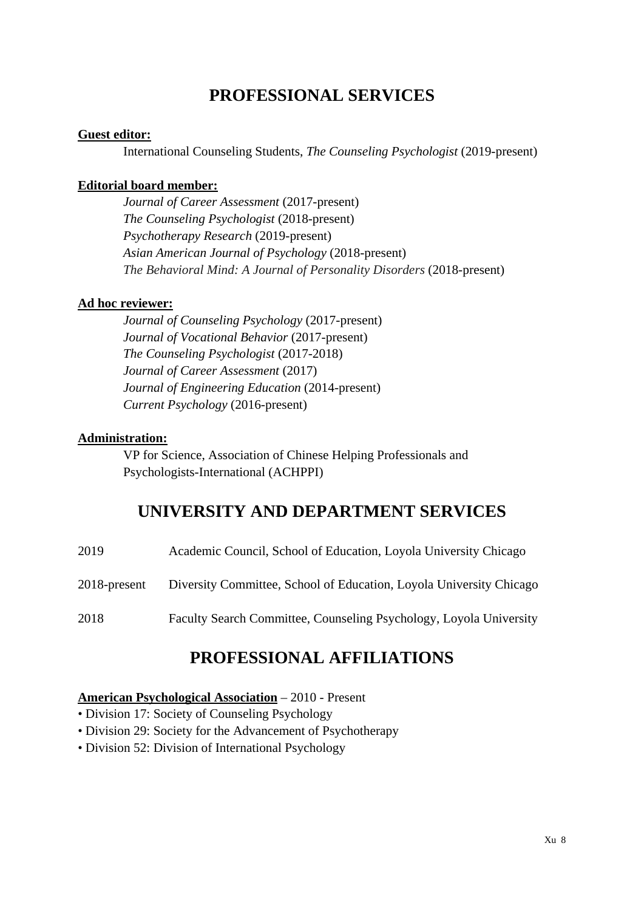## PROFESSIONAL SERVICES

**Guest editor:**

International Counseling Students, *The Counseling Psychologist* (2019-present)

**Editorial board member:**

*Journal of Career Assessment* (2017-present)
*The Counseling Psychologist* (2018-present)
*Psychotherapy Research* (2019-present)
*Asian American Journal of Psychology* (2018-present)
*The Behavioral Mind: A Journal of Personality Disorders* (2018-present)

**Ad hoc reviewer:**

*Journal of Counseling Psychology* (2017-present)
*Journal of Vocational Behavior* (2017-present)
*The Counseling Psychologist* (2017-2018)
*Journal of Career Assessment* (2017)
*Journal of Engineering Education* (2014-present)
*Current Psychology* (2016-present)

**Administration:**

VP for Science, Association of Chinese Helping Professionals and Psychologists-International (ACHPPI)

## UNIVERSITY AND DEPARTMENT SERVICES

2019 Academic Council, School of Education, Loyola University Chicago

2018-present Diversity Committee, School of Education, Loyola University Chicago

2018 Faculty Search Committee, Counseling Psychology, Loyola University

## PROFESSIONAL AFFILIATIONS

**American Psychological Association** – 2010 - Present

- Division 17: Society of Counseling Psychology
- Division 29: Society for the Advancement of Psychotherapy
- Division 52: Division of International Psychology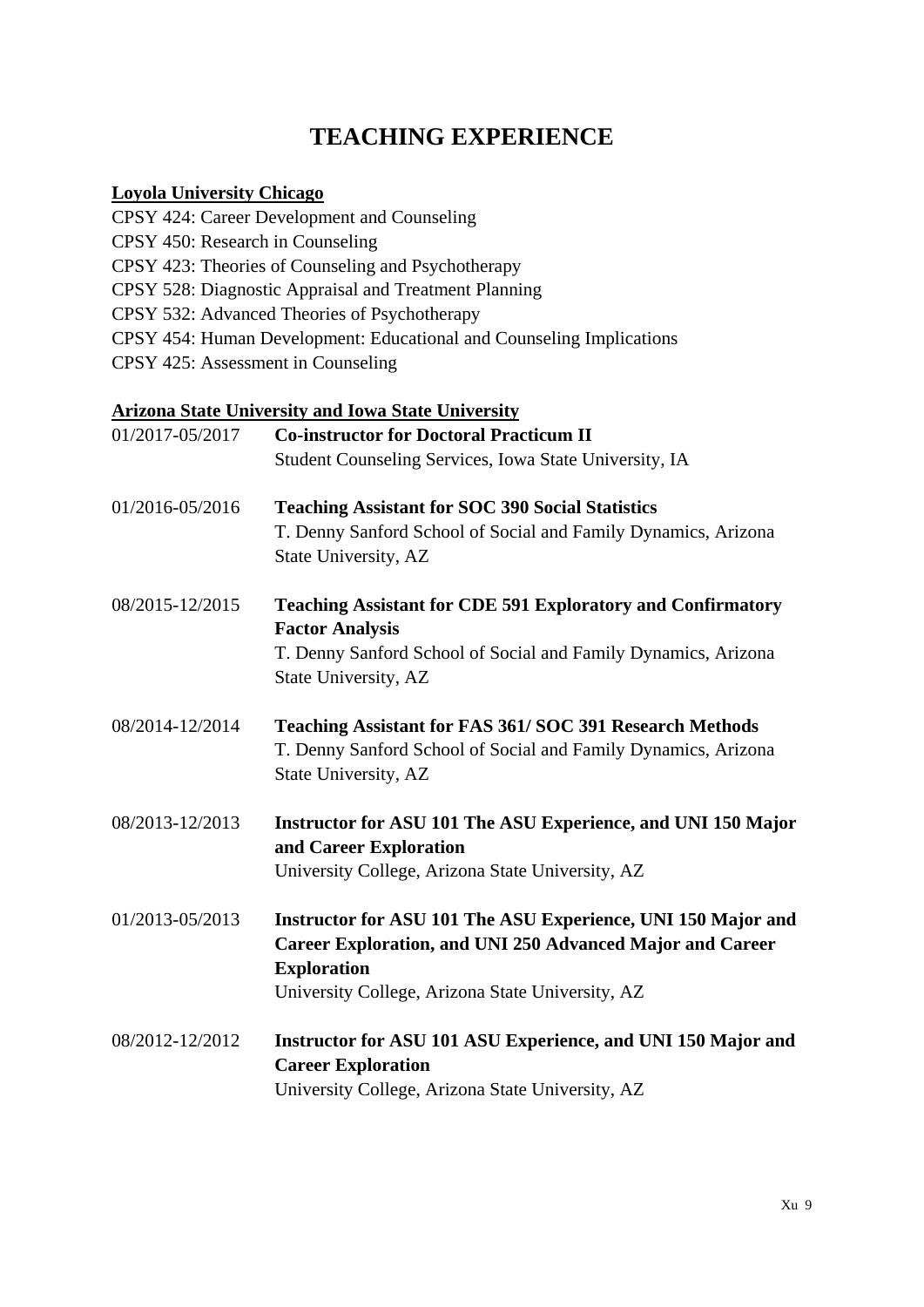# TEACHING EXPERIENCE

**Loyola University Chicago**

CPSY 424: Career Development and Counseling
CPSY 450: Research in Counseling
CPSY 423: Theories of Counseling and Psychotherapy
CPSY 528: Diagnostic Appraisal and Treatment Planning
CPSY 532: Advanced Theories of Psychotherapy
CPSY 454: Human Development: Educational and Counseling Implications
CPSY 425: Assessment in Counseling

**Arizona State University and Iowa State University**

01/2017-05/2017 **Co-instructor for Doctoral Practicum II**
Student Counseling Services, Iowa State University, IA

01/2016-05/2016 **Teaching Assistant for SOC 390 Social Statistics**
T. Denny Sanford School of Social and Family Dynamics, Arizona State University, AZ

08/2015-12/2015 **Teaching Assistant for CDE 591 Exploratory and Confirmatory Factor Analysis**
T. Denny Sanford School of Social and Family Dynamics, Arizona State University, AZ

08/2014-12/2014 **Teaching Assistant for FAS 361/ SOC 391 Research Methods**
T. Denny Sanford School of Social and Family Dynamics, Arizona State University, AZ

08/2013-12/2013 **Instructor for ASU 101 The ASU Experience, and UNI 150 Major and Career Exploration**
University College, Arizona State University, AZ

01/2013-05/2013 **Instructor for ASU 101 The ASU Experience, UNI 150 Major and Career Exploration, and UNI 250 Advanced Major and Career Exploration**
University College, Arizona State University, AZ

08/2012-12/2012 **Instructor for ASU 101 ASU Experience, and UNI 150 Major and Career Exploration**
University College, Arizona State University, AZ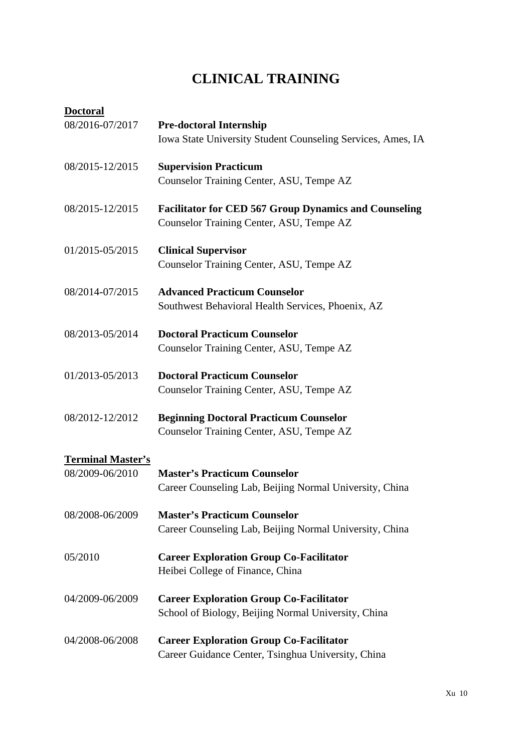# CLINICAL TRAINING

**Doctoral**

08/2016-07/2017 **Pre-doctoral Internship**
Iowa State University Student Counseling Services, Ames, IA

08/2015-12/2015 **Supervision Practicum**
Counselor Training Center, ASU, Tempe AZ

08/2015-12/2015 **Facilitator for CED 567 Group Dynamics and Counseling**
Counselor Training Center, ASU, Tempe AZ

01/2015-05/2015 **Clinical Supervisor**
Counselor Training Center, ASU, Tempe AZ

08/2014-07/2015 **Advanced Practicum Counselor**
Southwest Behavioral Health Services, Phoenix, AZ

08/2013-05/2014 **Doctoral Practicum Counselor**
Counselor Training Center, ASU, Tempe AZ

01/2013-05/2013 **Doctoral Practicum Counselor**
Counselor Training Center, ASU, Tempe AZ

08/2012-12/2012 **Beginning Doctoral Practicum Counselor**
Counselor Training Center, ASU, Tempe AZ

**Terminal Master's**

08/2009-06/2010 **Master's Practicum Counselor**
Career Counseling Lab, Beijing Normal University, China

08/2008-06/2009 **Master's Practicum Counselor**
Career Counseling Lab, Beijing Normal University, China

05/2010 **Career Exploration Group Co-Facilitator**
Heibei College of Finance, China

04/2009-06/2009 **Career Exploration Group Co-Facilitator**
School of Biology, Beijing Normal University, China

04/2008-06/2008 **Career Exploration Group Co-Facilitator**
Career Guidance Center, Tsinghua University, China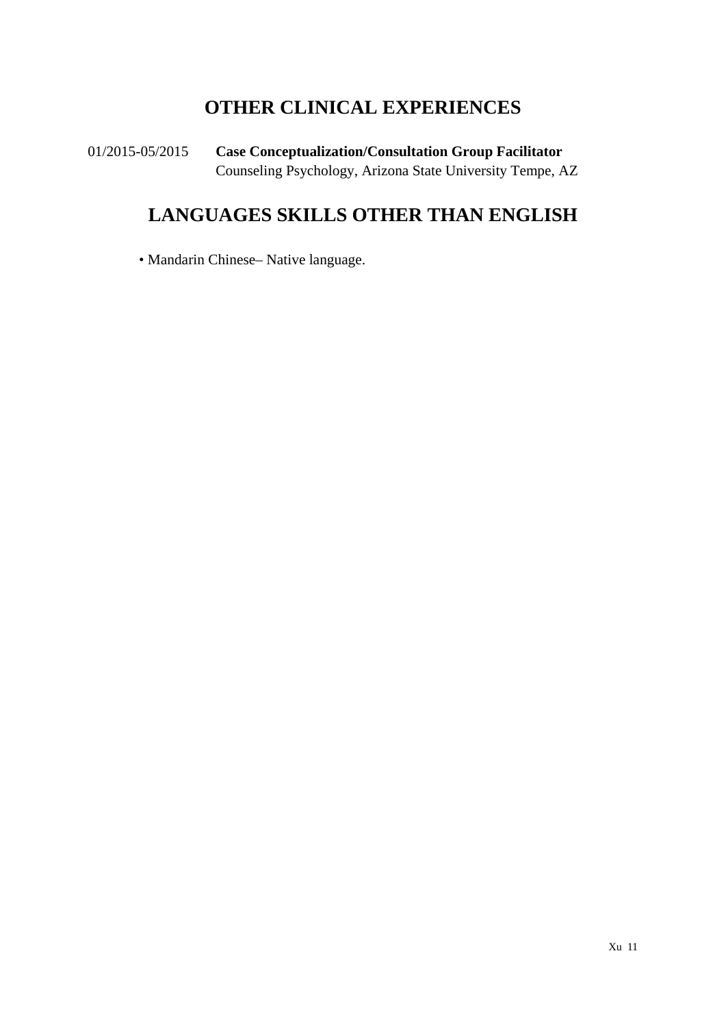## OTHER CLINICAL EXPERIENCES

01/2015-05/2015 **Case Conceptualization/Consultation Group Facilitator**
Counseling Psychology, Arizona State University Tempe, AZ

## LANGUAGES SKILLS OTHER THAN ENGLISH

• Mandarin Chinese– Native language.